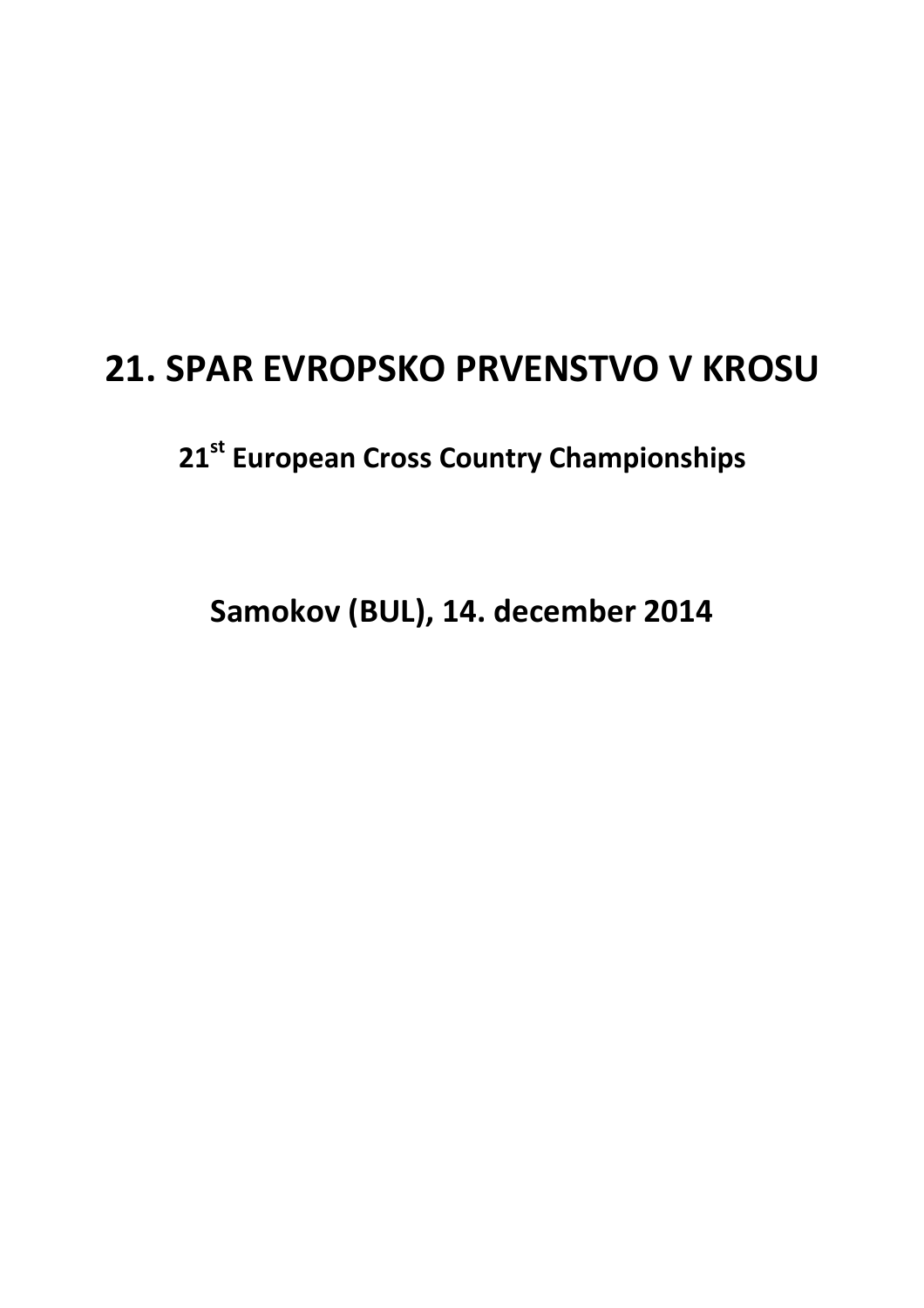# 21. SPAR EVROPSKO PRVENSTVO V KROSU

## 21st European Cross Country Championships

## Samokov (BUL), 14. december 2014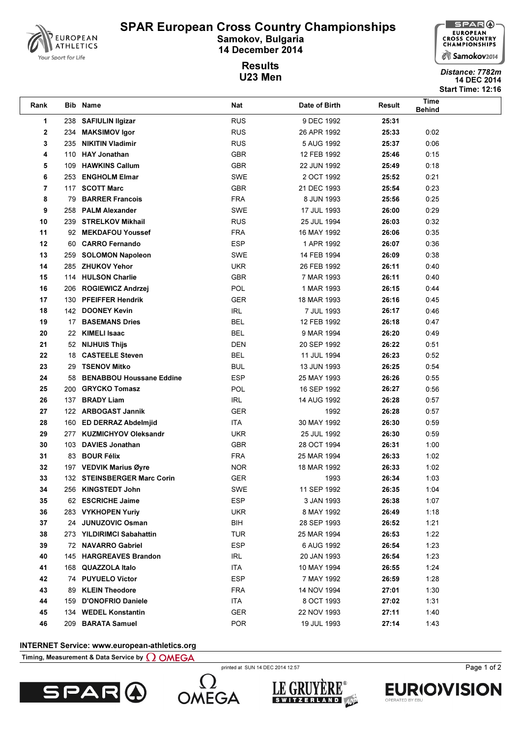# SPAR European Cross Country Championships

## Samokov, Bulgaria

## 14 December 2014

### Results

### U23 Men

*Distance: 7782m*
**14 DEC 2014**
**Start Time: 12:16**

| Rank | Bib | Name | Nat | Date of Birth | Result | Time Behind |
|---|---|---|---|---|---|---|
| 1 | 238 | **SAFIULIN Ilgizar** | RUS | 9 DEC 1992 | **25:31** | |
| 2 | 234 | **MAKSIMOV Igor** | RUS | 26 APR 1992 | **25:33** | 0:02 |
| 3 | 235 | **NIKITIN Vladimir** | RUS | 5 AUG 1992 | **25:37** | 0:06 |
| 4 | 110 | **HAY Jonathan** | GBR | 12 FEB 1992 | **25:46** | 0:15 |
| 5 | 109 | **HAWKINS Callum** | GBR | 22 JUN 1992 | **25:49** | 0:18 |
| 6 | 253 | **ENGHOLM Elmar** | SWE | 2 OCT 1992 | **25:52** | 0:21 |
| 7 | 117 | **SCOTT Marc** | GBR | 21 DEC 1993 | **25:54** | 0:23 |
| 8 | 79 | **BARRER Francois** | FRA | 8 JUN 1993 | **25:56** | 0:25 |
| 9 | 258 | **PALM Alexander** | SWE | 17 JUL 1993 | **26:00** | 0:29 |
| 10 | 239 | **STRELKOV Mikhail** | RUS | 25 JUL 1994 | **26:03** | 0:32 |
| 11 | 92 | **MEKDAFOU Youssef** | FRA | 16 MAY 1992 | **26:06** | 0:35 |
| 12 | 60 | **CARRO Fernando** | ESP | 1 APR 1992 | **26:07** | 0:36 |
| 13 | 259 | **SOLOMON Napoleon** | SWE | 14 FEB 1994 | **26:09** | 0:38 |
| 14 | 285 | **ZHUKOV Yehor** | UKR | 26 FEB 1992 | **26:11** | 0:40 |
| 15 | 114 | **HULSON Charlie** | GBR | 7 MAR 1993 | **26:11** | 0:40 |
| 16 | 206 | **ROGIEWICZ Andrzej** | POL | 1 MAR 1993 | **26:15** | 0:44 |
| 17 | 130 | **PFEIFFER Hendrik** | GER | 18 MAR 1993 | **26:16** | 0:45 |
| 18 | 142 | **DOONEY Kevin** | IRL | 7 JUL 1993 | **26:17** | 0:46 |
| 19 | 17 | **BASEMANS Dries** | BEL | 12 FEB 1992 | **26:18** | 0:47 |
| 20 | 22 | **KIMELI Isaac** | BEL | 9 MAR 1994 | **26:20** | 0:49 |
| 21 | 52 | **NIJHUIS Thijs** | DEN | 20 SEP 1992 | **26:22** | 0:51 |
| 22 | 18 | **CASTEELE Steven** | BEL | 11 JUL 1994 | **26:23** | 0:52 |
| 23 | 29 | **TSENOV Mitko** | BUL | 13 JUN 1993 | **26:25** | 0:54 |
| 24 | 58 | **BENABBOU Houssane Eddine** | ESP | 25 MAY 1993 | **26:26** | 0:55 |
| 25 | 200 | **GRYCKO Tomasz** | POL | 16 SEP 1992 | **26:27** | 0:56 |
| 26 | 137 | **BRADY Liam** | IRL | 14 AUG 1992 | **26:28** | 0:57 |
| 27 | 122 | **ARBOGAST Jannik** | GER | 1992 | **26:28** | 0:57 |
| 28 | 160 | **ED DERRAZ Abdelmjid** | ITA | 30 MAY 1992 | **26:30** | 0:59 |
| 29 | 277 | **KUZMICHYOV Oleksandr** | UKR | 25 JUL 1992 | **26:30** | 0:59 |
| 30 | 103 | **DAVIES Jonathan** | GBR | 28 OCT 1994 | **26:31** | 1:00 |
| 31 | 83 | **BOUR Félix** | FRA | 25 MAR 1994 | **26:33** | 1:02 |
| 32 | 197 | **VEDVIK Marius Øyre** | NOR | 18 MAR 1992 | **26:33** | 1:02 |
| 33 | 132 | **STEINSBERGER Marc Corin** | GER | 1993 | **26:34** | 1:03 |
| 34 | 256 | **KINGSTEDT John** | SWE | 11 SEP 1992 | **26:35** | 1:04 |
| 35 | 62 | **ESCRICHE Jaime** | ESP | 3 JAN 1993 | **26:38** | 1:07 |
| 36 | 283 | **VYKHOPEN Yuriy** | UKR | 8 MAY 1992 | **26:49** | 1:18 |
| 37 | 24 | **JUNUZOVIC Osman** | BIH | 28 SEP 1993 | **26:52** | 1:21 |
| 38 | 273 | **YILDIRIMCI Sabahattin** | TUR | 25 MAR 1994 | **26:53** | 1:22 |
| 39 | 72 | **NAVARRO Gabriel** | ESP | 6 AUG 1992 | **26:54** | 1:23 |
| 40 | 145 | **HARGREAVES Brandon** | IRL | 20 JAN 1993 | **26:54** | 1:23 |
| 41 | 168 | **QUAZZOLA Italo** | ITA | 10 MAY 1994 | **26:55** | 1:24 |
| 42 | 74 | **PUYUELO Víctor** | ESP | 7 MAY 1992 | **26:59** | 1:28 |
| 43 | 89 | **KLEIN Theodore** | FRA | 14 NOV 1994 | **27:01** | 1:30 |
| 44 | 159 | **D'ONOFRIO Daniele** | ITA | 8 OCT 1993 | **27:02** | 1:31 |
| 45 | 134 | **WEDEL Konstantin** | GER | 22 NOV 1993 | **27:11** | 1:40 |
| 46 | 209 | **BARATA Samuel** | POR | 19 JUL 1993 | **27:14** | 1:43 |

**INTERNET Service: www.european-athletics.org**

Timing, Measurement & Data Service by OMEGA

printed at SUN 14 DEC 2014 12:57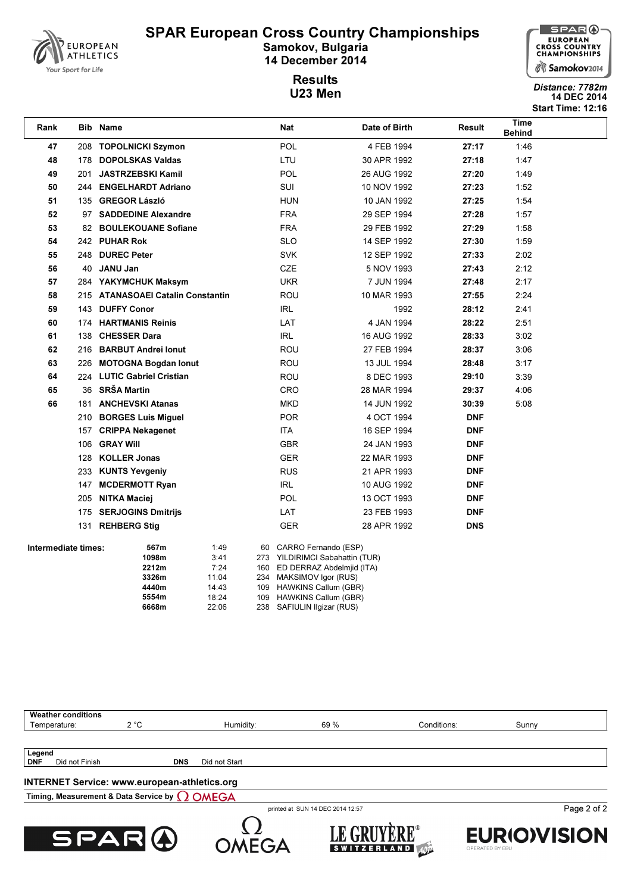# SPAR European Cross Country Championships

**Samokov, Bulgaria**
**14 December 2014**

## Results
## U23 Men

*Distance: 7782m*
**14 DEC 2014**
**Start Time: 12:16**

| Rank | Bib | Name | Nat | Date of Birth | Result | Time Behind |
|---|---|---|---|---|---|---|
| 47 | 208 | TOPOLNICKI Szymon | POL | 4 FEB 1994 | 27:17 | 1:46 |
| 48 | 178 | DOPOLSKAS Valdas | LTU | 30 APR 1992 | 27:18 | 1:47 |
| 49 | 201 | JASTRZEBSKI Kamil | POL | 26 AUG 1992 | 27:20 | 1:49 |
| 50 | 244 | ENGELHARDT Adriano | SUI | 10 NOV 1992 | 27:23 | 1:52 |
| 51 | 135 | GREGOR László | HUN | 10 JAN 1992 | 27:25 | 1:54 |
| 52 | 97 | SADDEDINE Alexandre | FRA | 29 SEP 1994 | 27:28 | 1:57 |
| 53 | 82 | BOULEKOUANE Sofiane | FRA | 29 FEB 1992 | 27:29 | 1:58 |
| 54 | 242 | PUHAR Rok | SLO | 14 SEP 1992 | 27:30 | 1:59 |
| 55 | 248 | DUREC Peter | SVK | 12 SEP 1992 | 27:33 | 2:02 |
| 56 | 40 | JANU Jan | CZE | 5 NOV 1993 | 27:43 | 2:12 |
| 57 | 284 | YAKYMCHUK Maksym | UKR | 7 JUN 1994 | 27:48 | 2:17 |
| 58 | 215 | ATANASOAEI Catalin Constantin | ROU | 10 MAR 1993 | 27:55 | 2:24 |
| 59 | 143 | DUFFY Conor | IRL | 1992 | 28:12 | 2:41 |
| 60 | 174 | HARTMANIS Reinis | LAT | 4 JAN 1994 | 28:22 | 2:51 |
| 61 | 138 | CHESSER Dara | IRL | 16 AUG 1992 | 28:33 | 3:02 |
| 62 | 216 | BARBUT Andrei Ionut | ROU | 27 FEB 1994 | 28:37 | 3:06 |
| 63 | 226 | MOTOGNA Bogdan Ionut | ROU | 13 JUL 1994 | 28:48 | 3:17 |
| 64 | 224 | LUTIC Gabriel Cristian | ROU | 8 DEC 1993 | 29:10 | 3:39 |
| 65 | 36 | SRŠA Martin | CRO | 28 MAR 1994 | 29:37 | 4:06 |
| 66 | 181 | ANCHEVSKI Atanas | MKD | 14 JUN 1992 | 30:39 | 5:08 |
| | 210 | BORGES Luis Miguel | POR | 4 OCT 1994 | DNF | |
| | 157 | CRIPPA Nekagenet | ITA | 16 SEP 1994 | DNF | |
| | 106 | GRAY Will | GBR | 24 JAN 1993 | DNF | |
| | 128 | KOLLER Jonas | GER | 22 MAR 1993 | DNF | |
| | 233 | KUNTS Yevgeniy | RUS | 21 APR 1993 | DNF | |
| | 147 | MCDERMOTT Ryan | IRL | 10 AUG 1992 | DNF | |
| | 205 | NITKA Maciej | POL | 13 OCT 1993 | DNF | |
| | 175 | SERJOGINS Dmitrijs | LAT | 23 FEB 1993 | DNF | |
| | 131 | REHBERG Stig | GER | 28 APR 1992 | DNS | |

**Intermediate times:**

| Distance | Time | Bib | Name |
|---|---|---|---|
| 567m | 1:49 | 60 | CARRO Fernando (ESP) |
| 1098m | 3:41 | 273 | YILDIRIMCI Sabahattin (TUR) |
| 2212m | 7:24 | 160 | ED DERRAZ Abdelmjid (ITA) |
| 3326m | 11:04 | 234 | MAKSIMOV Igor (RUS) |
| 4440m | 14:43 | 109 | HAWKINS Callum (GBR) |
| 5554m | 18:24 | 109 | HAWKINS Callum (GBR) |
| 6668m | 22:06 | 238 | SAFIULIN Ilgizar (RUS) |

**Weather conditions**

| Temperature: | 2 °C | Humidity: | 69 % | Conditions: | Sunny |
|---|---|---|---|---|---|

**Legend**

**DNF** Did not Finish  **DNS** Did not Start

**INTERNET Service: www.european-athletics.org**

Timing, Measurement & Data Service by OMEGA

printed at SUN 14 DEC 2014 12:57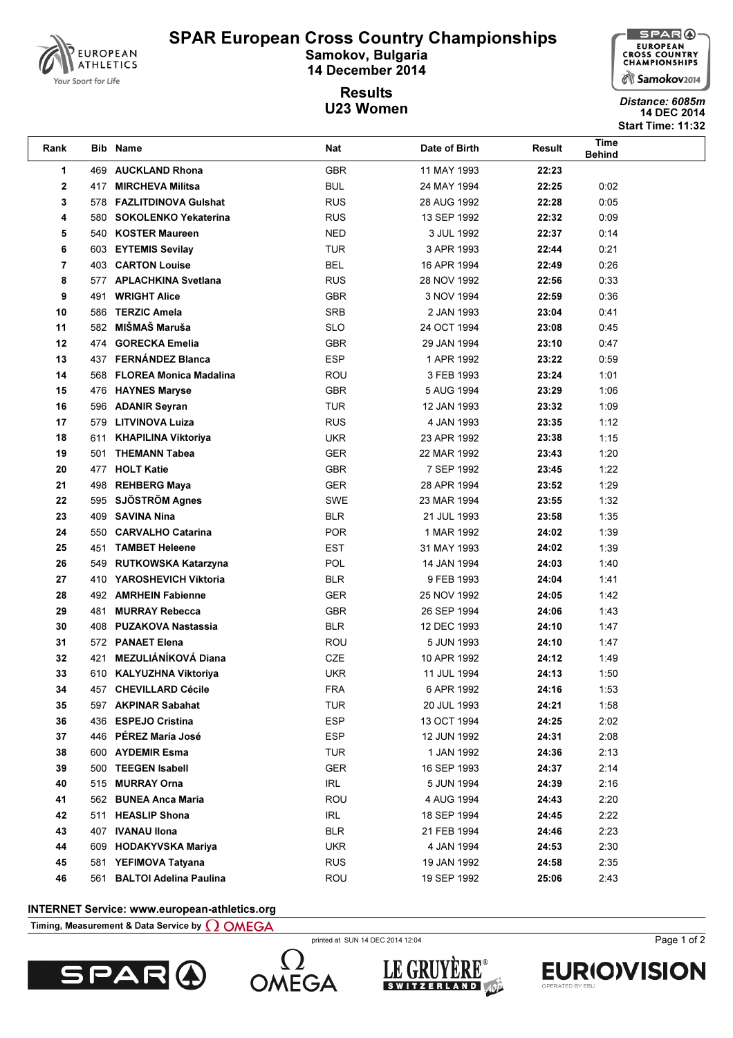# SPAR European Cross Country Championships

**Samokov, Bulgaria**
**14 December 2014**

## Results
## U23 Women

*Distance: 6085m*
**14 DEC 2014**
**Start Time: 11:32**

| Rank | Bib | Name | Nat | Date of Birth | Result | Time Behind |
|---|---|---|---|---|---|---|
| 1 | 469 | **AUCKLAND Rhona** | GBR | 11 MAY 1993 | **22:23** | |
| 2 | 417 | **MIRCHEVA Militsa** | BUL | 24 MAY 1994 | **22:25** | 0:02 |
| 3 | 578 | **FAZLITDINOVA Gulshat** | RUS | 28 AUG 1992 | **22:28** | 0:05 |
| 4 | 580 | **SOKOLENKO Yekaterina** | RUS | 13 SEP 1992 | **22:32** | 0:09 |
| 5 | 540 | **KOSTER Maureen** | NED | 3 JUL 1992 | **22:37** | 0:14 |
| 6 | 603 | **EYTEMIS Sevilay** | TUR | 3 APR 1993 | **22:44** | 0:21 |
| 7 | 403 | **CARTON Louise** | BEL | 16 APR 1994 | **22:49** | 0:26 |
| 8 | 577 | **APLACHKINA Svetlana** | RUS | 28 NOV 1992 | **22:56** | 0:33 |
| 9 | 491 | **WRIGHT Alice** | GBR | 3 NOV 1994 | **22:59** | 0:36 |
| 10 | 586 | **TERZIC Amela** | SRB | 2 JAN 1993 | **23:04** | 0:41 |
| 11 | 582 | **MIŠMAŠ Maruša** | SLO | 24 OCT 1994 | **23:08** | 0:45 |
| 12 | 474 | **GORECKA Emelia** | GBR | 29 JAN 1994 | **23:10** | 0:47 |
| 13 | 437 | **FERNÁNDEZ Blanca** | ESP | 1 APR 1992 | **23:22** | 0:59 |
| 14 | 568 | **FLOREA Monica Madalina** | ROU | 3 FEB 1993 | **23:24** | 1:01 |
| 15 | 476 | **HAYNES Maryse** | GBR | 5 AUG 1994 | **23:29** | 1:06 |
| 16 | 596 | **ADANIR Seyran** | TUR | 12 JAN 1993 | **23:32** | 1:09 |
| 17 | 579 | **LITVINOVA Luiza** | RUS | 4 JAN 1993 | **23:35** | 1:12 |
| 18 | 611 | **KHAPILINA Viktoriya** | UKR | 23 APR 1992 | **23:38** | 1:15 |
| 19 | 501 | **THEMANN Tabea** | GER | 22 MAR 1992 | **23:43** | 1:20 |
| 20 | 477 | **HOLT Katie** | GBR | 7 SEP 1992 | **23:45** | 1:22 |
| 21 | 498 | **REHBERG Maya** | GER | 28 APR 1994 | **23:52** | 1:29 |
| 22 | 595 | **SJÖSTRÖM Agnes** | SWE | 23 MAR 1994 | **23:55** | 1:32 |
| 23 | 409 | **SAVINA Nina** | BLR | 21 JUL 1993 | **23:58** | 1:35 |
| 24 | 550 | **CARVALHO Catarina** | POR | 1 MAR 1992 | **24:02** | 1:39 |
| 25 | 451 | **TAMBET Heleene** | EST | 31 MAY 1993 | **24:02** | 1:39 |
| 26 | 549 | **RUTKOWSKA Katarzyna** | POL | 14 JAN 1994 | **24:03** | 1:40 |
| 27 | 410 | **YAROSHEVICH Viktoria** | BLR | 9 FEB 1993 | **24:04** | 1:41 |
| 28 | 492 | **AMRHEIN Fabienne** | GER | 25 NOV 1992 | **24:05** | 1:42 |
| 29 | 481 | **MURRAY Rebecca** | GBR | 26 SEP 1994 | **24:06** | 1:43 |
| 30 | 408 | **PUZAKOVA Nastassia** | BLR | 12 DEC 1993 | **24:10** | 1:47 |
| 31 | 572 | **PANAET Elena** | ROU | 5 JUN 1993 | **24:10** | 1:47 |
| 32 | 421 | **MEZULIÁNÍKOVÁ Diana** | CZE | 10 APR 1992 | **24:12** | 1:49 |
| 33 | 610 | **KALYUZHNA Viktoriya** | UKR | 11 JUL 1994 | **24:13** | 1:50 |
| 34 | 457 | **CHEVILLARD Cécile** | FRA | 6 APR 1992 | **24:16** | 1:53 |
| 35 | 597 | **AKPINAR Sabahat** | TUR | 20 JUL 1993 | **24:21** | 1:58 |
| 36 | 436 | **ESPEJO Cristina** | ESP | 13 OCT 1994 | **24:25** | 2:02 |
| 37 | 446 | **PÉREZ María José** | ESP | 12 JUN 1992 | **24:31** | 2:08 |
| 38 | 600 | **AYDEMIR Esma** | TUR | 1 JAN 1992 | **24:36** | 2:13 |
| 39 | 500 | **TEEGEN Isabell** | GER | 16 SEP 1993 | **24:37** | 2:14 |
| 40 | 515 | **MURRAY Orna** | IRL | 5 JUN 1994 | **24:39** | 2:16 |
| 41 | 562 | **BUNEA Anca Maria** | ROU | 4 AUG 1994 | **24:43** | 2:20 |
| 42 | 511 | **HEASLIP Shona** | IRL | 18 SEP 1994 | **24:45** | 2:22 |
| 43 | 407 | **IVANAU Ilona** | BLR | 21 FEB 1994 | **24:46** | 2:23 |
| 44 | 609 | **HODAKYVSKA Mariya** | UKR | 4 JAN 1994 | **24:53** | 2:30 |
| 45 | 581 | **YEFIMOVA Tatyana** | RUS | 19 JAN 1992 | **24:58** | 2:35 |
| 46 | 561 | **BALTOI Adelina Paulina** | ROU | 19 SEP 1992 | **25:06** | 2:43 |

**INTERNET Service: www.european-athletics.org**

**Timing, Measurement & Data Service by OMEGA**

printed at SUN 14 DEC 2014 12:04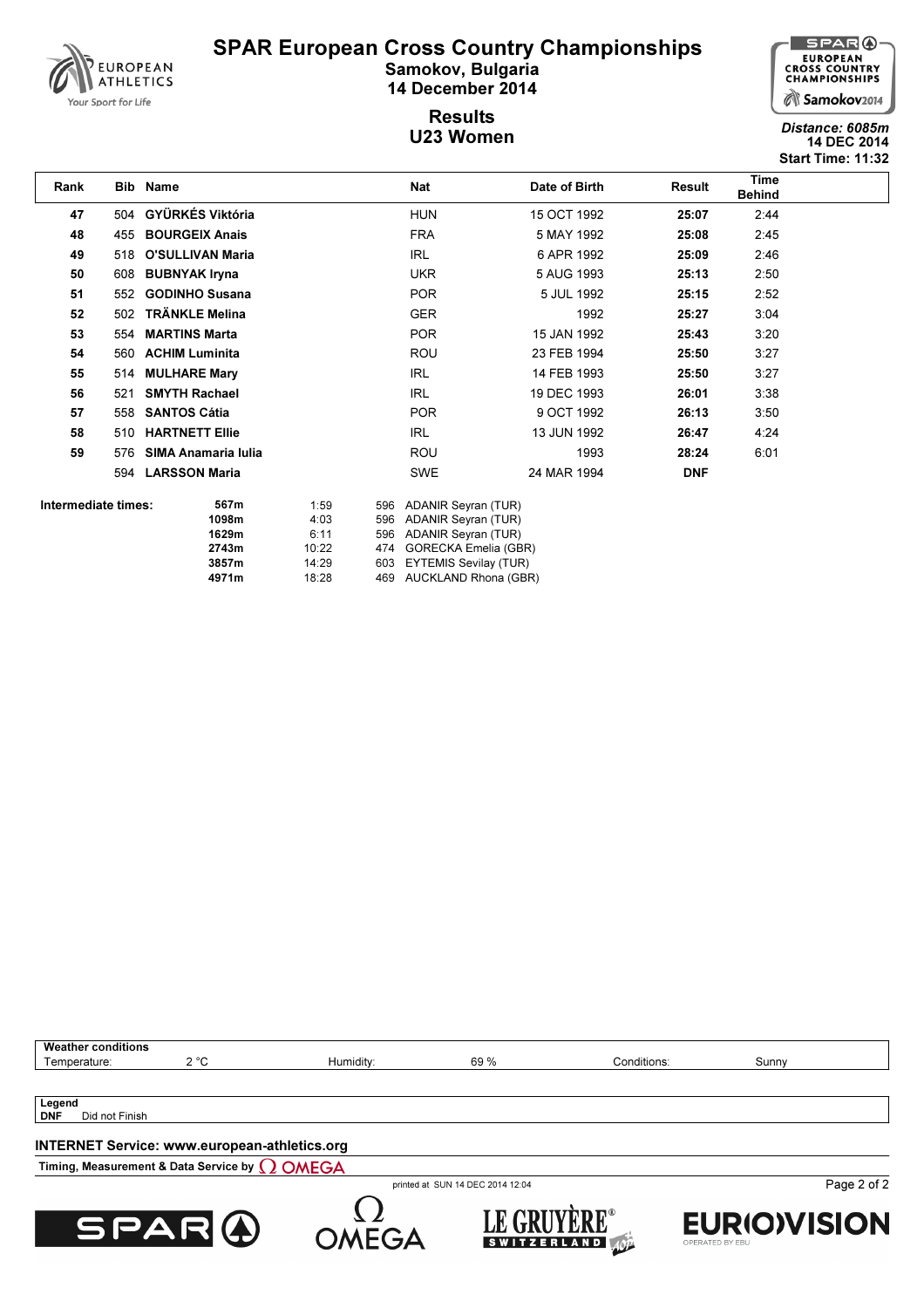# SPAR European Cross Country Championships

**Samokov, Bulgaria**
**14 December 2014**

## Results
## U23 Women

*Distance: 6085m*
**14 DEC 2014**
**Start Time: 11:32**

| Rank | Bib | Name | Nat | Date of Birth | Result | Time Behind |
|---|---|---|---|---|---|---|
| 47 | 504 | GYÜRKÉS Viktória | HUN | 15 OCT 1992 | 25:07 | 2:44 |
| 48 | 455 | BOURGEIX Anais | FRA | 5 MAY 1992 | 25:08 | 2:45 |
| 49 | 518 | O'SULLIVAN Maria | IRL | 6 APR 1992 | 25:09 | 2:46 |
| 50 | 608 | BUBNYAK Iryna | UKR | 5 AUG 1993 | 25:13 | 2:50 |
| 51 | 552 | GODINHO Susana | POR | 5 JUL 1992 | 25:15 | 2:52 |
| 52 | 502 | TRÄNKLE Melina | GER | 1992 | 25:27 | 3:04 |
| 53 | 554 | MARTINS Marta | POR | 15 JAN 1992 | 25:43 | 3:20 |
| 54 | 560 | ACHIM Luminita | ROU | 23 FEB 1994 | 25:50 | 3:27 |
| 55 | 514 | MULHARE Mary | IRL | 14 FEB 1993 | 25:50 | 3:27 |
| 56 | 521 | SMYTH Rachael | IRL | 19 DEC 1993 | 26:01 | 3:38 |
| 57 | 558 | SANTOS Cátia | POR | 9 OCT 1992 | 26:13 | 3:50 |
| 58 | 510 | HARTNETT Ellie | IRL | 13 JUN 1992 | 26:47 | 4:24 |
| 59 | 576 | SIMA Anamaria Iulia | ROU | 1993 | 28:24 | 6:01 |
| | 594 | LARSSON Maria | SWE | 24 MAR 1994 | DNF | |

**Intermediate times:**

| Distance | Time | Bib | Name |
|---|---|---|---|
| 567m | 1:59 | 596 | ADANIR Seyran (TUR) |
| 1098m | 4:03 | 596 | ADANIR Seyran (TUR) |
| 1629m | 6:11 | 596 | ADANIR Seyran (TUR) |
| 2743m | 10:22 | 474 | GORECKA Emelia (GBR) |
| 3857m | 14:29 | 603 | EYTEMIS Sevilay (TUR) |
| 4971m | 18:28 | 469 | AUCKLAND Rhona (GBR) |

**Weather conditions**

| Temperature: | 2 °C | Humidity: | 69 % | Conditions: | Sunny |
|---|---|---|---|---|---|

**Legend**
**DNF** Did not Finish

**INTERNET Service: www.european-athletics.org**

**Timing, Measurement & Data Service by OMEGA**

printed at SUN 14 DEC 2014 12:04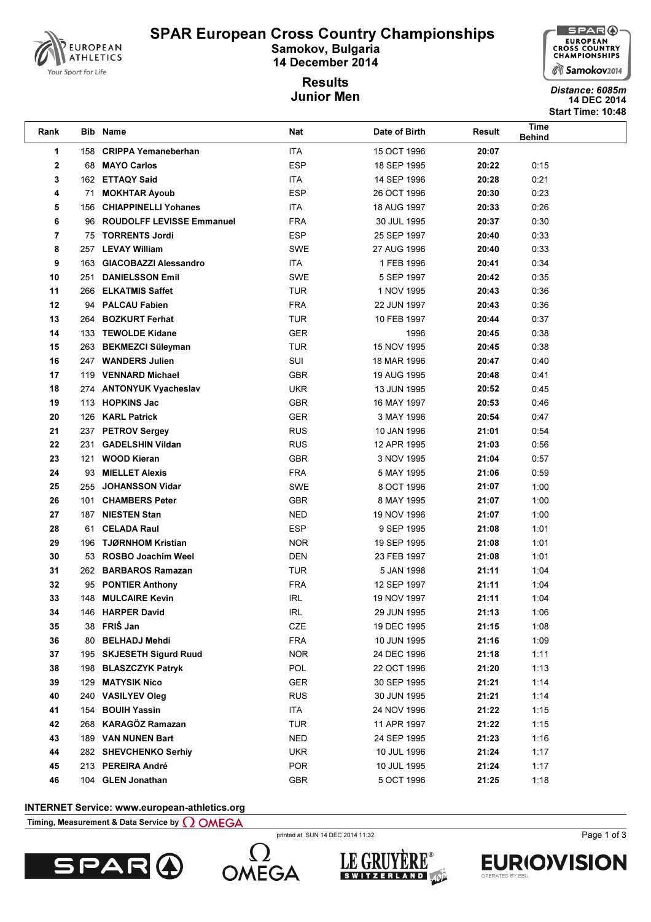# SPAR European Cross Country Championships

## Samokov, Bulgaria
## 14 December 2014

## Results
## Junior Men

*Distance: 6085m*
**14 DEC 2014**
**Start Time: 10:48**

| Rank | Bib | Name | Nat | Date of Birth | Result | Time Behind |
|---|---|---|---|---|---|---|
| 1 | 158 | **CRIPPA Yemaneberhan** | ITA | 15 OCT 1996 | **20:07** | |
| 2 | 68 | **MAYO Carlos** | ESP | 18 SEP 1995 | **20:22** | 0:15 |
| 3 | 162 | **ETTAQY Said** | ITA | 14 SEP 1996 | **20:28** | 0:21 |
| 4 | 71 | **MOKHTAR Ayoub** | ESP | 26 OCT 1996 | **20:30** | 0:23 |
| 5 | 156 | **CHIAPPINELLI Yohanes** | ITA | 18 AUG 1997 | **20:33** | 0:26 |
| 6 | 96 | **ROUDOLFF LEVISSE Emmanuel** | FRA | 30 JUL 1995 | **20:37** | 0:30 |
| 7 | 75 | **TORRENTS Jordi** | ESP | 25 SEP 1997 | **20:40** | 0:33 |
| 8 | 257 | **LEVAY William** | SWE | 27 AUG 1996 | **20:40** | 0:33 |
| 9 | 163 | **GIACOBAZZI Alessandro** | ITA | 1 FEB 1996 | **20:41** | 0:34 |
| 10 | 251 | **DANIELSSON Emil** | SWE | 5 SEP 1997 | **20:42** | 0:35 |
| 11 | 266 | **ELKATMIS Saffet** | TUR | 1 NOV 1995 | **20:43** | 0:36 |
| 12 | 94 | **PALCAU Fabien** | FRA | 22 JUN 1997 | **20:43** | 0:36 |
| 13 | 264 | **BOZKURT Ferhat** | TUR | 10 FEB 1997 | **20:44** | 0:37 |
| 14 | 133 | **TEWOLDE Kidane** | GER | 1996 | **20:45** | 0:38 |
| 15 | 263 | **BEKMEZCI Süleyman** | TUR | 15 NOV 1995 | **20:45** | 0:38 |
| 16 | 247 | **WANDERS Julien** | SUI | 18 MAR 1996 | **20:47** | 0:40 |
| 17 | 119 | **VENNARD Michael** | GBR | 19 AUG 1995 | **20:48** | 0:41 |
| 18 | 274 | **ANTONYUK Vyacheslav** | UKR | 13 JUN 1995 | **20:52** | 0:45 |
| 19 | 113 | **HOPKINS Jac** | GBR | 16 MAY 1997 | **20:53** | 0:46 |
| 20 | 126 | **KARL Patrick** | GER | 3 MAY 1996 | **20:54** | 0:47 |
| 21 | 237 | **PETROV Sergey** | RUS | 10 JAN 1996 | **21:01** | 0:54 |
| 22 | 231 | **GADELSHIN Vildan** | RUS | 12 APR 1995 | **21:03** | 0:56 |
| 23 | 121 | **WOOD Kieran** | GBR | 3 NOV 1995 | **21:04** | 0:57 |
| 24 | 93 | **MIELLET Alexis** | FRA | 5 MAY 1995 | **21:06** | 0:59 |
| 25 | 255 | **JOHANSSON Vidar** | SWE | 8 OCT 1996 | **21:07** | 1:00 |
| 26 | 101 | **CHAMBERS Peter** | GBR | 8 MAY 1995 | **21:07** | 1:00 |
| 27 | 187 | **NIESTEN Stan** | NED | 19 NOV 1996 | **21:07** | 1:00 |
| 28 | 61 | **CELADA Raul** | ESP | 9 SEP 1995 | **21:08** | 1:01 |
| 29 | 196 | **TJØRNHOM Kristian** | NOR | 19 SEP 1995 | **21:08** | 1:01 |
| 30 | 53 | **ROSBO Joachim Weel** | DEN | 23 FEB 1997 | **21:08** | 1:01 |
| 31 | 262 | **BARBAROS Ramazan** | TUR | 5 JAN 1998 | **21:11** | 1:04 |
| 32 | 95 | **PONTIER Anthony** | FRA | 12 SEP 1997 | **21:11** | 1:04 |
| 33 | 148 | **MULCAIRE Kevin** | IRL | 19 NOV 1997 | **21:11** | 1:04 |
| 34 | 146 | **HARPER David** | IRL | 29 JUN 1995 | **21:13** | 1:06 |
| 35 | 38 | **FRIŠ Jan** | CZE | 19 DEC 1995 | **21:15** | 1:08 |
| 36 | 80 | **BELHADJ Mehdi** | FRA | 10 JUN 1995 | **21:16** | 1:09 |
| 37 | 195 | **SKJESETH Sigurd Ruud** | NOR | 24 DEC 1996 | **21:18** | 1:11 |
| 38 | 198 | **BLASZCZYK Patryk** | POL | 22 OCT 1996 | **21:20** | 1:13 |
| 39 | 129 | **MATYSIK Nico** | GER | 30 SEP 1995 | **21:21** | 1:14 |
| 40 | 240 | **VASILYEV Oleg** | RUS | 30 JUN 1995 | **21:21** | 1:14 |
| 41 | 154 | **BOUIH Yassin** | ITA | 24 NOV 1996 | **21:22** | 1:15 |
| 42 | 268 | **KARAGÖZ Ramazan** | TUR | 11 APR 1997 | **21:22** | 1:15 |
| 43 | 189 | **VAN NUNEN Bart** | NED | 24 SEP 1995 | **21:23** | 1:16 |
| 44 | 282 | **SHEVCHENKO Serhiy** | UKR | 10 JUL 1996 | **21:24** | 1:17 |
| 45 | 213 | **PEREIRA André** | POR | 10 JUL 1995 | **21:24** | 1:17 |
| 46 | 104 | **GLEN Jonathan** | GBR | 5 OCT 1996 | **21:25** | 1:18 |

**INTERNET Service: www.european-athletics.org**

**Timing, Measurement & Data Service by OMEGA**

printed at SUN 14 DEC 2014 11:32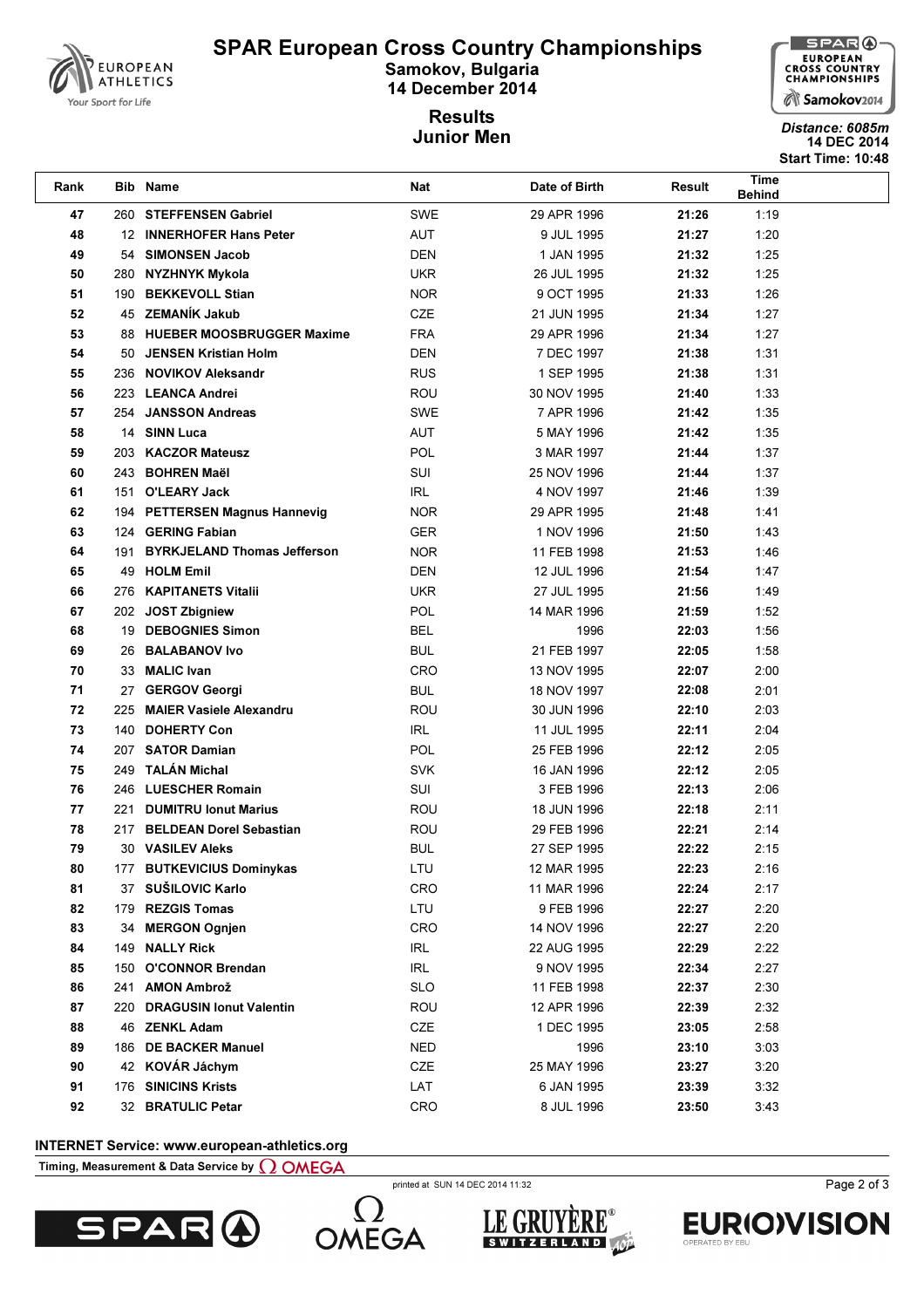# SPAR European Cross Country Championships

## Samokov, Bulgaria

## 14 December 2014

## Results

## Junior Men

*Distance: 6085m*
**14 DEC 2014**
**Start Time: 10:48**

| Rank | Bib | Name | Nat | Date of Birth | Result | Time Behind |
|---|---|---|---|---|---|---|
| 47 | 260 | **STEFFENSEN Gabriel** | SWE | 29 APR 1996 | **21:26** | 1:19 |
| 48 | 12 | **INNERHOFER Hans Peter** | AUT | 9 JUL 1995 | **21:27** | 1:20 |
| 49 | 54 | **SIMONSEN Jacob** | DEN | 1 JAN 1995 | **21:32** | 1:25 |
| 50 | 280 | **NYZHNYK Mykola** | UKR | 26 JUL 1995 | **21:32** | 1:25 |
| 51 | 190 | **BEKKEVOLL Stian** | NOR | 9 OCT 1995 | **21:33** | 1:26 |
| 52 | 45 | **ZEMANÍK Jakub** | CZE | 21 JUN 1995 | **21:34** | 1:27 |
| 53 | 88 | **HUEBER MOOSBRUGGER Maxime** | FRA | 29 APR 1996 | **21:34** | 1:27 |
| 54 | 50 | **JENSEN Kristian Holm** | DEN | 7 DEC 1997 | **21:38** | 1:31 |
| 55 | 236 | **NOVIKOV Aleksandr** | RUS | 1 SEP 1995 | **21:38** | 1:31 |
| 56 | 223 | **LEANCA Andrei** | ROU | 30 NOV 1995 | **21:40** | 1:33 |
| 57 | 254 | **JANSSON Andreas** | SWE | 7 APR 1996 | **21:42** | 1:35 |
| 58 | 14 | **SINN Luca** | AUT | 5 MAY 1996 | **21:42** | 1:35 |
| 59 | 203 | **KACZOR Mateusz** | POL | 3 MAR 1997 | **21:44** | 1:37 |
| 60 | 243 | **BOHREN Maël** | SUI | 25 NOV 1996 | **21:44** | 1:37 |
| 61 | 151 | **O'LEARY Jack** | IRL | 4 NOV 1997 | **21:46** | 1:39 |
| 62 | 194 | **PETTERSEN Magnus Hannevig** | NOR | 29 APR 1995 | **21:48** | 1:41 |
| 63 | 124 | **GERING Fabian** | GER | 1 NOV 1996 | **21:50** | 1:43 |
| 64 | 191 | **BYRKJELAND Thomas Jefferson** | NOR | 11 FEB 1998 | **21:53** | 1:46 |
| 65 | 49 | **HOLM Emil** | DEN | 12 JUL 1996 | **21:54** | 1:47 |
| 66 | 276 | **KAPITANETS Vitalii** | UKR | 27 JUL 1995 | **21:56** | 1:49 |
| 67 | 202 | **JOST Zbigniew** | POL | 14 MAR 1996 | **21:59** | 1:52 |
| 68 | 19 | **DEBOGNIES Simon** | BEL | 1996 | **22:03** | 1:56 |
| 69 | 26 | **BALABANOV Ivo** | BUL | 21 FEB 1997 | **22:05** | 1:58 |
| 70 | 33 | **MALIC Ivan** | CRO | 13 NOV 1995 | **22:07** | 2:00 |
| 71 | 27 | **GERGOV Georgi** | BUL | 18 NOV 1997 | **22:08** | 2:01 |
| 72 | 225 | **MAIER Vasiele Alexandru** | ROU | 30 JUN 1996 | **22:10** | 2:03 |
| 73 | 140 | **DOHERTY Con** | IRL | 11 JUL 1995 | **22:11** | 2:04 |
| 74 | 207 | **SATOR Damian** | POL | 25 FEB 1996 | **22:12** | 2:05 |
| 75 | 249 | **TALÁN Michal** | SVK | 16 JAN 1996 | **22:12** | 2:05 |
| 76 | 246 | **LUESCHER Romain** | SUI | 3 FEB 1996 | **22:13** | 2:06 |
| 77 | 221 | **DUMITRU Ionut Marius** | ROU | 18 JUN 1996 | **22:18** | 2:11 |
| 78 | 217 | **BELDEAN Dorel Sebastian** | ROU | 29 FEB 1996 | **22:21** | 2:14 |
| 79 | 30 | **VASILEV Aleks** | BUL | 27 SEP 1995 | **22:22** | 2:15 |
| 80 | 177 | **BUTKEVICIUS Dominykas** | LTU | 12 MAR 1995 | **22:23** | 2:16 |
| 81 | 37 | **SUŠILOVIC Karlo** | CRO | 11 MAR 1996 | **22:24** | 2:17 |
| 82 | 179 | **REZGIS Tomas** | LTU | 9 FEB 1996 | **22:27** | 2:20 |
| 83 | 34 | **MERGON Ognjen** | CRO | 14 NOV 1996 | **22:27** | 2:20 |
| 84 | 149 | **NALLY Rick** | IRL | 22 AUG 1995 | **22:29** | 2:22 |
| 85 | 150 | **O'CONNOR Brendan** | IRL | 9 NOV 1995 | **22:34** | 2:27 |
| 86 | 241 | **AMON Ambrož** | SLO | 11 FEB 1998 | **22:37** | 2:30 |
| 87 | 220 | **DRAGUSIN Ionut Valentin** | ROU | 12 APR 1996 | **22:39** | 2:32 |
| 88 | 46 | **ZENKL Adam** | CZE | 1 DEC 1995 | **23:05** | 2:58 |
| 89 | 186 | **DE BACKER Manuel** | NED | 1996 | **23:10** | 3:03 |
| 90 | 42 | **KOVÁR Jáchym** | CZE | 25 MAY 1996 | **23:27** | 3:20 |
| 91 | 176 | **SINICINS Krists** | LAT | 6 JAN 1995 | **23:39** | 3:32 |
| 92 | 32 | **BRATULIC Petar** | CRO | 8 JUL 1996 | **23:50** | 3:43 |

**INTERNET Service: www.european-athletics.org**

**Timing, Measurement & Data Service by OMEGA**

printed at SUN 14 DEC 2014 11:32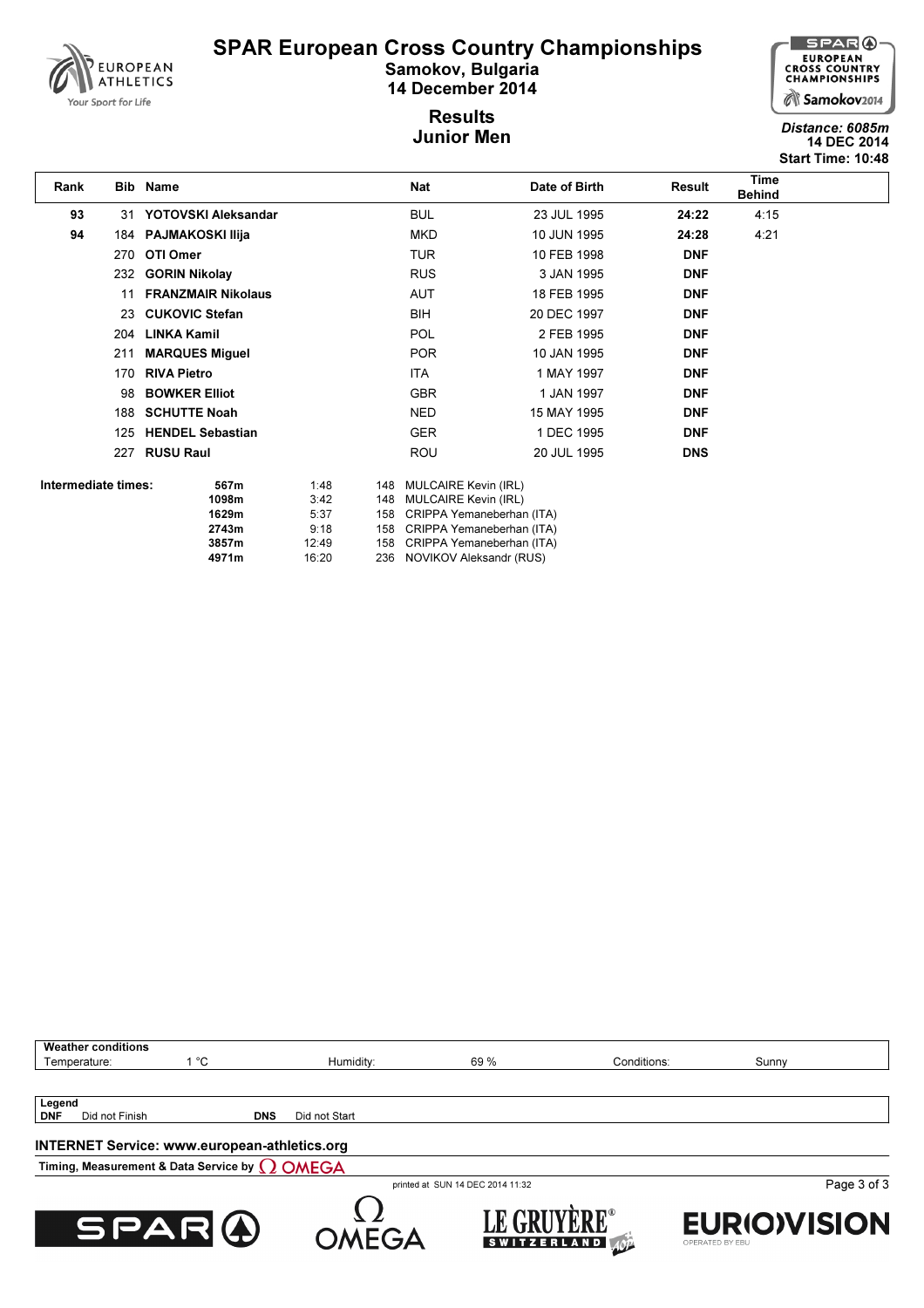# SPAR European Cross Country Championships

**Samokov, Bulgaria**
**14 December 2014**

## Results
## Junior Men

*Distance: 6085m*
**14 DEC 2014**
**Start Time: 10:48**

| Rank | Bib | Name | Nat | Date of Birth | Result | Time Behind |
|---|---|---|---|---|---|---|
| **93** | 31 | **YOTOVSKI Aleksandar** | BUL | 23 JUL 1995 | **24:22** | 4:15 |
| **94** | 184 | **PAJMAKOSKI Ilija** | MKD | 10 JUN 1995 | **24:28** | 4:21 |
| | 270 | **OTI Omer** | TUR | 10 FEB 1998 | **DNF** | |
| | 232 | **GORIN Nikolay** | RUS | 3 JAN 1995 | **DNF** | |
| | 11 | **FRANZMAIR Nikolaus** | AUT | 18 FEB 1995 | **DNF** | |
| | 23 | **CUKOVIC Stefan** | BIH | 20 DEC 1997 | **DNF** | |
| | 204 | **LINKA Kamil** | POL | 2 FEB 1995 | **DNF** | |
| | 211 | **MARQUES Miguel** | POR | 10 JAN 1995 | **DNF** | |
| | 170 | **RIVA Pietro** | ITA | 1 MAY 1997 | **DNF** | |
| | 98 | **BOWKER Elliot** | GBR | 1 JAN 1997 | **DNF** | |
| | 188 | **SCHUTTE Noah** | NED | 15 MAY 1995 | **DNF** | |
| | 125 | **HENDEL Sebastian** | GER | 1 DEC 1995 | **DNF** | |
| | 227 | **RUSU Raul** | ROU | 20 JUL 1995 | **DNS** | |

**Intermediate times:**

| Distance | Time | Bib | Name |
|---|---|---|---|
| **567m** | 1:48 | 148 | MULCAIRE Kevin (IRL) |
| **1098m** | 3:42 | 148 | MULCAIRE Kevin (IRL) |
| **1629m** | 5:37 | 158 | CRIPPA Yemaneberhan (ITA) |
| **2743m** | 9:18 | 158 | CRIPPA Yemaneberhan (ITA) |
| **3857m** | 12:49 | 158 | CRIPPA Yemaneberhan (ITA) |
| **4971m** | 16:20 | 236 | NOVIKOV Aleksandr (RUS) |

**Weather conditions**

| Temperature: | 1 °C | Humidity: | 69 % | Conditions: | Sunny |
|---|---|---|---|---|---|

**Legend**

| | | | |
|---|---|---|---|
| **DNF** | Did not Finish | **DNS** | Did not Start |

**INTERNET Service: www.european-athletics.org**

**Timing, Measurement & Data Service by OMEGA**

printed at SUN 14 DEC 2014 11:32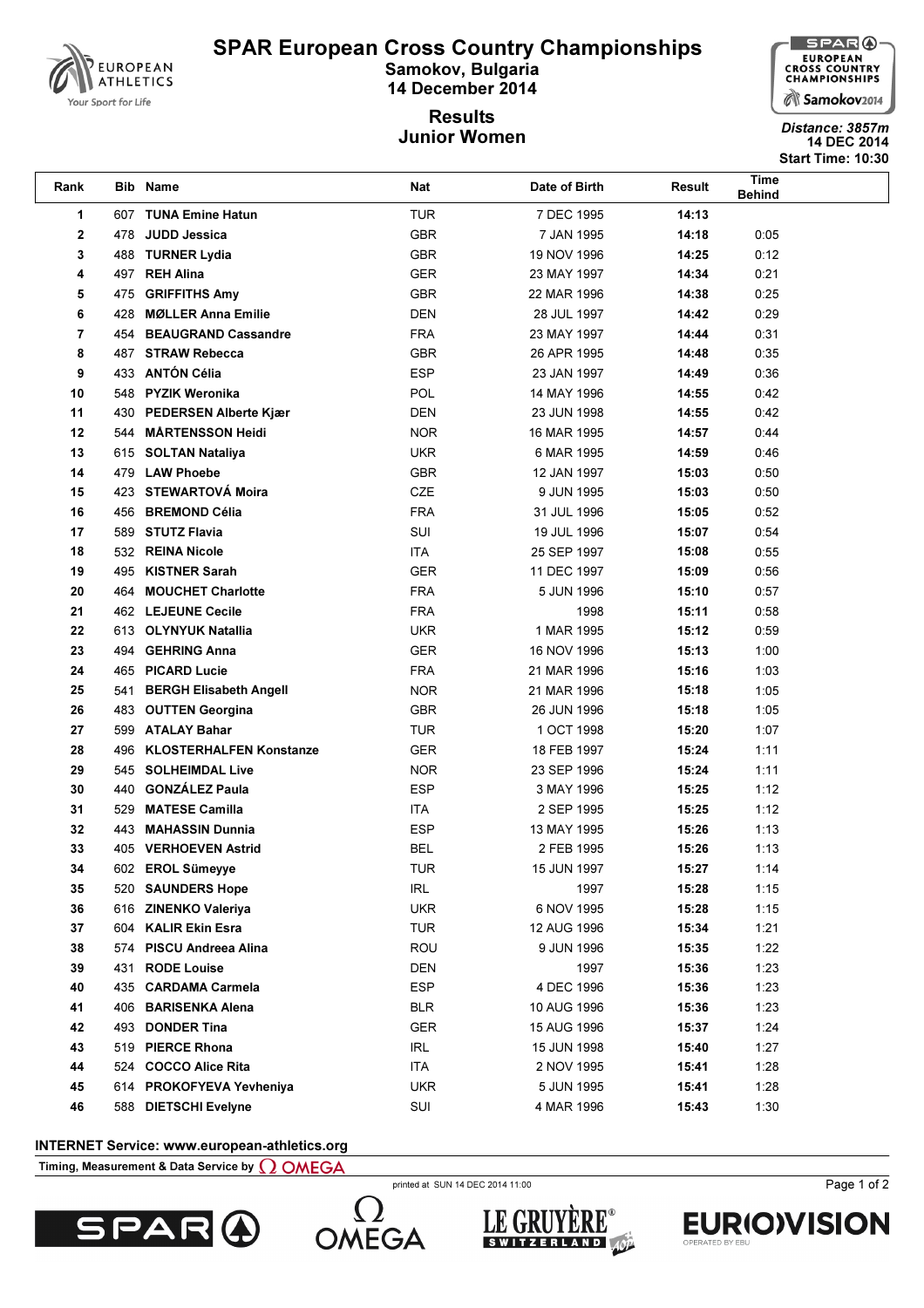# SPAR European Cross Country Championships

**Samokov, Bulgaria**
**14 December 2014**

## Results
## Junior Women

*Distance: 3857m*
**14 DEC 2014**
**Start Time: 10:30**

| Rank | Bib | Name | Nat | Date of Birth | Result | Time Behind |
|---|---|---|---|---|---|---|
| 1 | 607 | **TUNA Emine Hatun** | TUR | 7 DEC 1995 | **14:13** | |
| 2 | 478 | **JUDD Jessica** | GBR | 7 JAN 1995 | **14:18** | 0:05 |
| 3 | 488 | **TURNER Lydia** | GBR | 19 NOV 1996 | **14:25** | 0:12 |
| 4 | 497 | **REH Alina** | GER | 23 MAY 1997 | **14:34** | 0:21 |
| 5 | 475 | **GRIFFITHS Amy** | GBR | 22 MAR 1996 | **14:38** | 0:25 |
| 6 | 428 | **MØLLER Anna Emilie** | DEN | 28 JUL 1997 | **14:42** | 0:29 |
| 7 | 454 | **BEAUGRAND Cassandre** | FRA | 23 MAY 1997 | **14:44** | 0:31 |
| 8 | 487 | **STRAW Rebecca** | GBR | 26 APR 1995 | **14:48** | 0:35 |
| 9 | 433 | **ANTÓN Célia** | ESP | 23 JAN 1997 | **14:49** | 0:36 |
| 10 | 548 | **PYZIK Weronika** | POL | 14 MAY 1996 | **14:55** | 0:42 |
| 11 | 430 | **PEDERSEN Alberte Kjær** | DEN | 23 JUN 1998 | **14:55** | 0:42 |
| 12 | 544 | **MÅRTENSSON Heidi** | NOR | 16 MAR 1995 | **14:57** | 0:44 |
| 13 | 615 | **SOLTAN Nataliya** | UKR | 6 MAR 1995 | **14:59** | 0:46 |
| 14 | 479 | **LAW Phoebe** | GBR | 12 JAN 1997 | **15:03** | 0:50 |
| 15 | 423 | **STEWARTOVÁ Moira** | CZE | 9 JUN 1995 | **15:03** | 0:50 |
| 16 | 456 | **BREMOND Célia** | FRA | 31 JUL 1996 | **15:05** | 0:52 |
| 17 | 589 | **STUTZ Flavia** | SUI | 19 JUL 1996 | **15:07** | 0:54 |
| 18 | 532 | **REINA Nicole** | ITA | 25 SEP 1997 | **15:08** | 0:55 |
| 19 | 495 | **KISTNER Sarah** | GER | 11 DEC 1997 | **15:09** | 0:56 |
| 20 | 464 | **MOUCHET Charlotte** | FRA | 5 JUN 1996 | **15:10** | 0:57 |
| 21 | 462 | **LEJEUNE Cecile** | FRA | 1998 | **15:11** | 0:58 |
| 22 | 613 | **OLYNYUK Natallia** | UKR | 1 MAR 1995 | **15:12** | 0:59 |
| 23 | 494 | **GEHRING Anna** | GER | 16 NOV 1996 | **15:13** | 1:00 |
| 24 | 465 | **PICARD Lucie** | FRA | 21 MAR 1996 | **15:16** | 1:03 |
| 25 | 541 | **BERGH Elisabeth Angell** | NOR | 21 MAR 1996 | **15:18** | 1:05 |
| 26 | 483 | **OUTTEN Georgina** | GBR | 26 JUN 1996 | **15:18** | 1:05 |
| 27 | 599 | **ATALAY Bahar** | TUR | 1 OCT 1998 | **15:20** | 1:07 |
| 28 | 496 | **KLOSTERHALFEN Konstanze** | GER | 18 FEB 1997 | **15:24** | 1:11 |
| 29 | 545 | **SOLHEIMDAL Live** | NOR | 23 SEP 1996 | **15:24** | 1:11 |
| 30 | 440 | **GONZÁLEZ Paula** | ESP | 3 MAY 1996 | **15:25** | 1:12 |
| 31 | 529 | **MATESE Camilla** | ITA | 2 SEP 1995 | **15:25** | 1:12 |
| 32 | 443 | **MAHASSIN Dunnia** | ESP | 13 MAY 1995 | **15:26** | 1:13 |
| 33 | 405 | **VERHOEVEN Astrid** | BEL | 2 FEB 1995 | **15:26** | 1:13 |
| 34 | 602 | **EROL Sümeyye** | TUR | 15 JUN 1997 | **15:27** | 1:14 |
| 35 | 520 | **SAUNDERS Hope** | IRL | 1997 | **15:28** | 1:15 |
| 36 | 616 | **ZINENKO Valeriya** | UKR | 6 NOV 1995 | **15:28** | 1:15 |
| 37 | 604 | **KALIR Ekin Esra** | TUR | 12 AUG 1996 | **15:34** | 1:21 |
| 38 | 574 | **PISCU Andreea Alina** | ROU | 9 JUN 1996 | **15:35** | 1:22 |
| 39 | 431 | **RODE Louise** | DEN | 1997 | **15:36** | 1:23 |
| 40 | 435 | **CARDAMA Carmela** | ESP | 4 DEC 1996 | **15:36** | 1:23 |
| 41 | 406 | **BARISENKA Alena** | BLR | 10 AUG 1996 | **15:36** | 1:23 |
| 42 | 493 | **DONDER Tina** | GER | 15 AUG 1996 | **15:37** | 1:24 |
| 43 | 519 | **PIERCE Rhona** | IRL | 15 JUN 1998 | **15:40** | 1:27 |
| 44 | 524 | **COCCO Alice Rita** | ITA | 2 NOV 1995 | **15:41** | 1:28 |
| 45 | 614 | **PROKOFYEVA Yevheniya** | UKR | 5 JUN 1995 | **15:41** | 1:28 |
| 46 | 588 | **DIETSCHI Evelyne** | SUI | 4 MAR 1996 | **15:43** | 1:30 |

**INTERNET Service: www.european-athletics.org**

**Timing, Measurement & Data Service by OMEGA**

printed at SUN 14 DEC 2014 11:00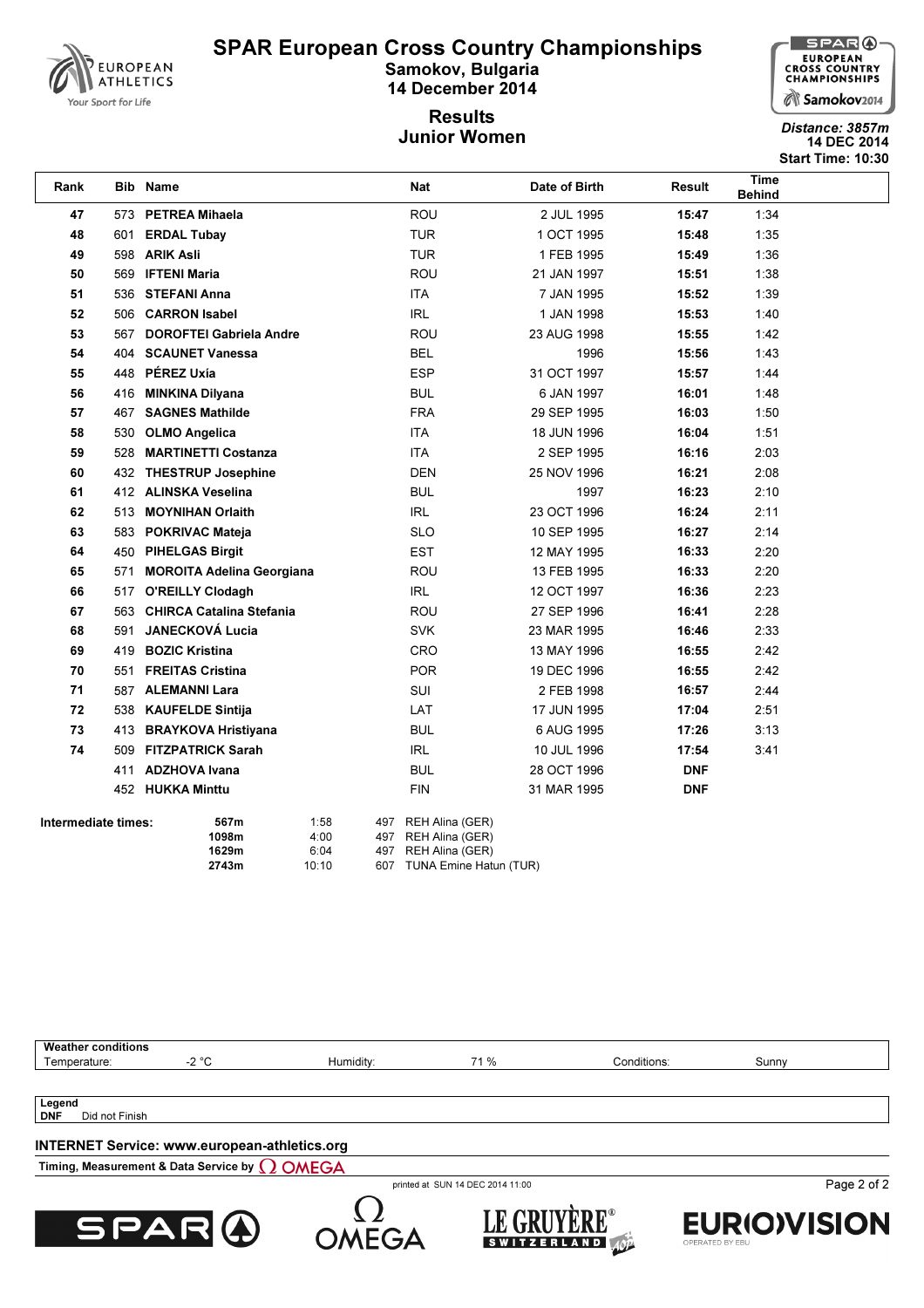# SPAR European Cross Country Championships

**Samokov, Bulgaria**
**14 December 2014**

## Results
## Junior Women

*Distance: 3857m*
**14 DEC 2014**
**Start Time: 10:30**

| Rank | Bib | Name | Nat | Date of Birth | Result | Time Behind |
|---|---|---|---|---|---|---|
| 47 | 573 | PETREA Mihaela | ROU | 2 JUL 1995 | 15:47 | 1:34 |
| 48 | 601 | ERDAL Tubay | TUR | 1 OCT 1995 | 15:48 | 1:35 |
| 49 | 598 | ARIK Asli | TUR | 1 FEB 1995 | 15:49 | 1:36 |
| 50 | 569 | IFTENI Maria | ROU | 21 JAN 1997 | 15:51 | 1:38 |
| 51 | 536 | STEFANI Anna | ITA | 7 JAN 1995 | 15:52 | 1:39 |
| 52 | 506 | CARRON Isabel | IRL | 1 JAN 1998 | 15:53 | 1:40 |
| 53 | 567 | DOROFTEI Gabriela Andre | ROU | 23 AUG 1998 | 15:55 | 1:42 |
| 54 | 404 | SCAUNET Vanessa | BEL | 1996 | 15:56 | 1:43 |
| 55 | 448 | PÉREZ Uxía | ESP | 31 OCT 1997 | 15:57 | 1:44 |
| 56 | 416 | MINKINA Dilyana | BUL | 6 JAN 1997 | 16:01 | 1:48 |
| 57 | 467 | SAGNES Mathilde | FRA | 29 SEP 1995 | 16:03 | 1:50 |
| 58 | 530 | OLMO Angelica | ITA | 18 JUN 1996 | 16:04 | 1:51 |
| 59 | 528 | MARTINETTI Costanza | ITA | 2 SEP 1995 | 16:16 | 2:03 |
| 60 | 432 | THESTRUP Josephine | DEN | 25 NOV 1996 | 16:21 | 2:08 |
| 61 | 412 | ALINSKA Veselina | BUL | 1997 | 16:23 | 2:10 |
| 62 | 513 | MOYNIHAN Orlaith | IRL | 23 OCT 1996 | 16:24 | 2:11 |
| 63 | 583 | POKRIVAC Mateja | SLO | 10 SEP 1995 | 16:27 | 2:14 |
| 64 | 450 | PIHELGAS Birgit | EST | 12 MAY 1995 | 16:33 | 2:20 |
| 65 | 571 | MOROITA Adelina Georgiana | ROU | 13 FEB 1995 | 16:33 | 2:20 |
| 66 | 517 | O'REILLY Clodagh | IRL | 12 OCT 1997 | 16:36 | 2:23 |
| 67 | 563 | CHIRCA Catalina Stefania | ROU | 27 SEP 1996 | 16:41 | 2:28 |
| 68 | 591 | JANECKOVÁ Lucia | SVK | 23 MAR 1995 | 16:46 | 2:33 |
| 69 | 419 | BOZIC Kristina | CRO | 13 MAY 1996 | 16:55 | 2:42 |
| 70 | 551 | FREITAS Cristina | POR | 19 DEC 1996 | 16:55 | 2:42 |
| 71 | 587 | ALEMANNI Lara | SUI | 2 FEB 1998 | 16:57 | 2:44 |
| 72 | 538 | KAUFELDE Sintija | LAT | 17 JUN 1995 | 17:04 | 2:51 |
| 73 | 413 | BRAYKOVA Hristiyana | BUL | 6 AUG 1995 | 17:26 | 3:13 |
| 74 | 509 | FITZPATRICK Sarah | IRL | 10 JUL 1996 | 17:54 | 3:41 |
| | 411 | ADZHOVA Ivana | BUL | 28 OCT 1996 | DNF | |
| | 452 | HUKKA Minttu | FIN | 31 MAR 1995 | DNF | |

**Intermediate times:**

| | | | |
|---|---|---|---|
| 567m | 1:58 | 497 | REH Alina (GER) |
| 1098m | 4:00 | 497 | REH Alina (GER) |
| 1629m | 6:04 | 497 | REH Alina (GER) |
| 2743m | 10:10 | 607 | TUNA Emine Hatun (TUR) |

**Weather conditions**

| Temperature: | -2 °C | Humidity: | 71 % | Conditions: | Sunny |
|---|---|---|---|---|---|

**Legend**
**DNF** Did not Finish

**INTERNET Service: www.european-athletics.org**

**Timing, Measurement & Data Service by OMEGA**

printed at SUN 14 DEC 2014 11:00